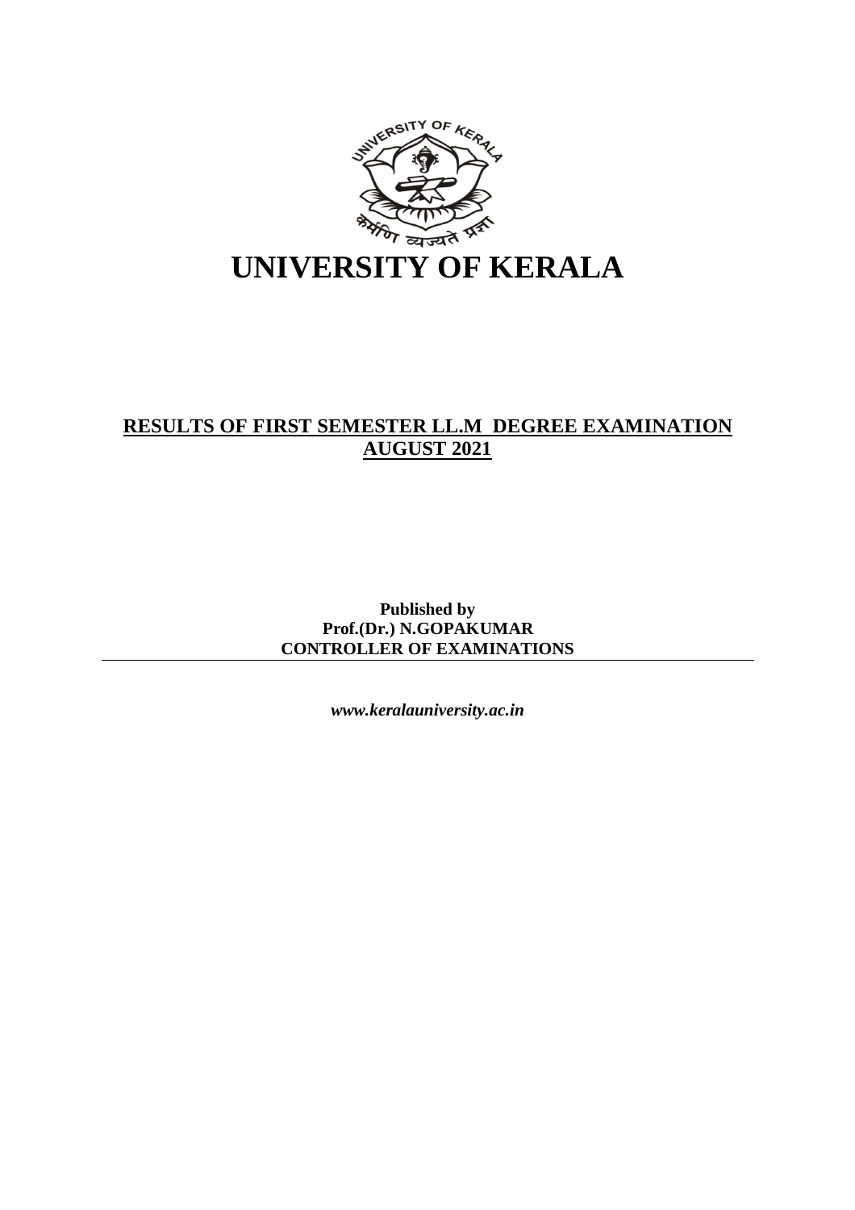# UNIVERSITY OF KERALA

## RESULTS OF FIRST SEMESTER LL.M DEGREE EXAMINATION AUGUST 2021

**Published by**
**Prof.(Dr.) N.GOPAKUMAR**
**CONTROLLER OF EXAMINATIONS**

---

***www.keralauniversity.ac.in***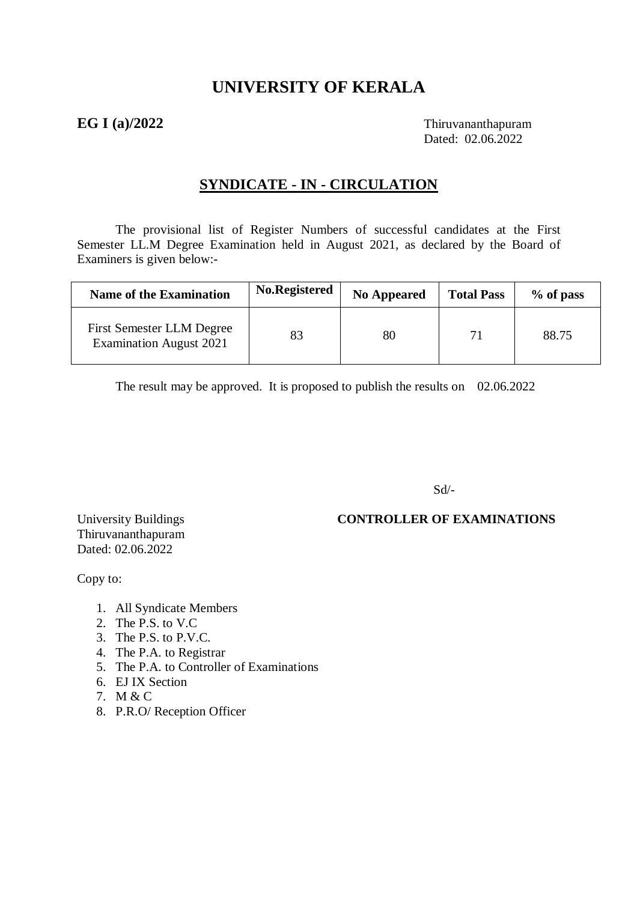# UNIVERSITY OF KERALA

**EG I (a)/2022**

Thiruvananthapuram
Dated: 02.06.2022

## SYNDICATE - IN - CIRCULATION

The provisional list of Register Numbers of successful candidates at the First Semester LL.M Degree Examination held in August 2021, as declared by the Board of Examiners is given below:-

| Name of the Examination | No.Registered | No Appeared | Total Pass | % of pass |
|---|---|---|---|---|
| First Semester LLM Degree Examination August 2021 | 83 | 80 | 71 | 88.75 |

The result may be approved. It is proposed to publish the results on 02.06.2022

Sd/-

**CONTROLLER OF EXAMINATIONS**

University Buildings
Thiruvananthapuram
Dated: 02.06.2022

Copy to:

1. All Syndicate Members
2. The P.S. to V.C
3. The P.S. to P.V.C.
4. The P.A. to Registrar
5. The P.A. to Controller of Examinations
6. EJ IX Section
7. M & C
8. P.R.O/ Reception Officer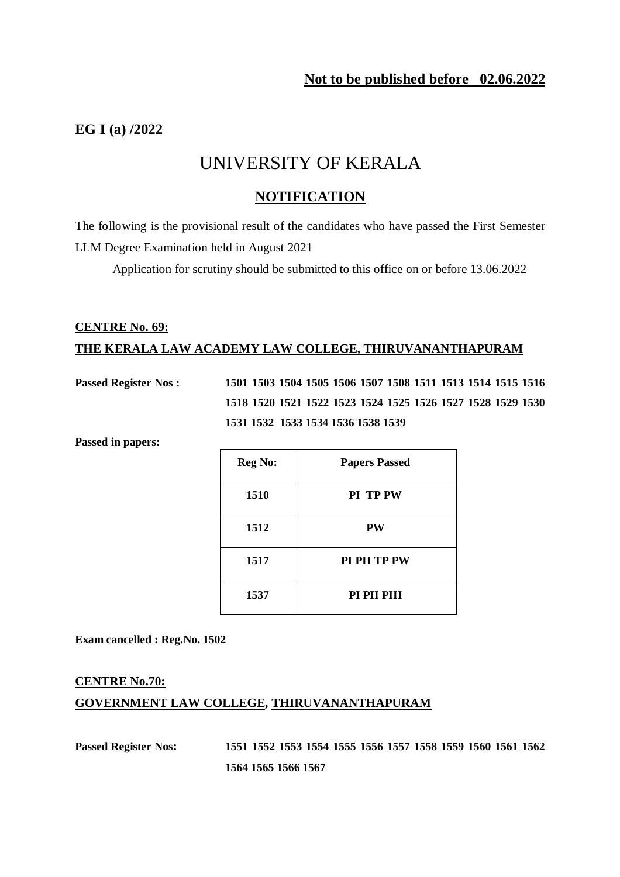**Not to be published before 02.06.2022**

**EG I (a) /2022**

# UNIVERSITY OF KERALA

## NOTIFICATION

The following is the provisional result of the candidates who have passed the First Semester LLM Degree Examination held in August 2021

Application for scrutiny should be submitted to this office on or before 13.06.2022

### CENTRE No. 69:
### THE KERALA LAW ACADEMY LAW COLLEGE, THIRUVANANTHAPURAM

**Passed Register Nos :** **1501 1503 1504 1505 1506 1507 1508 1511 1513 1514 1515 1516 1518 1520 1521 1522 1523 1524 1525 1526 1527 1528 1529 1530 1531 1532 1533 1534 1536 1538 1539**

**Passed in papers:**

| Reg No: | Papers Passed |
|---|---|
| 1510 | PI TP PW |
| 1512 | PW |
| 1517 | PI PII TP PW |
| 1537 | PI PII PIII |

**Exam cancelled : Reg.No. 1502**

### CENTRE No.70:
### GOVERNMENT LAW COLLEGE, THIRUVANANTHAPURAM

**Passed Register Nos:** **1551 1552 1553 1554 1555 1556 1557 1558 1559 1560 1561 1562 1564 1565 1566 1567**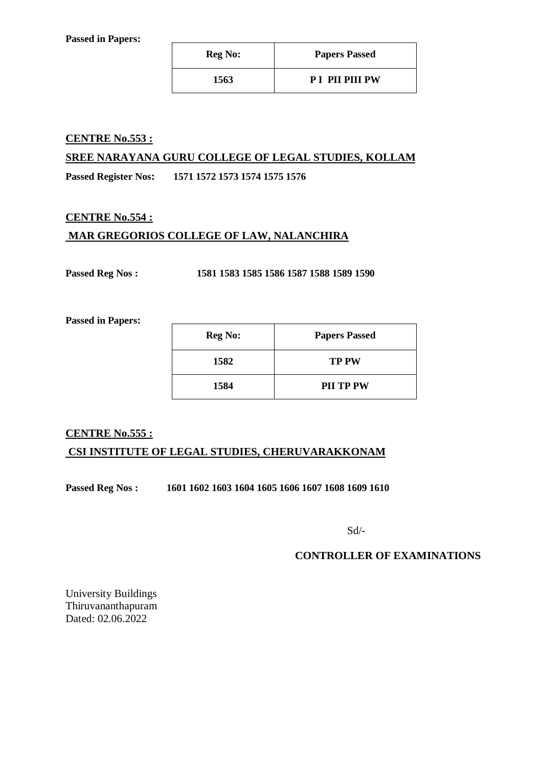**Passed in Papers:**

| Reg No: | Papers Passed |
|---|---|
| 1563 | P I PII PIII PW |

**CENTRE No.553 :**

**SREE NARAYANA GURU COLLEGE OF LEGAL STUDIES, KOLLAM**

**Passed Register Nos:** **1571 1572 1573 1574 1575 1576**

**CENTRE No.554 :**

**MAR GREGORIOS COLLEGE OF LAW, NALANCHIRA**

**Passed Reg Nos :** **1581 1583 1585 1586 1587 1588 1589 1590**

**Passed in Papers:**

| Reg No: | Papers Passed |
|---|---|
| 1582 | TP PW |
| 1584 | PII TP PW |

**CENTRE No.555 :**

**CSI INSTITUTE OF LEGAL STUDIES, CHERUVARAKKONAM**

**Passed Reg Nos :** **1601 1602 1603 1604 1605 1606 1607 1608 1609 1610**

Sd/-

**CONTROLLER OF EXAMINATIONS**

University Buildings
Thiruvananthapuram
Dated: 02.06.2022